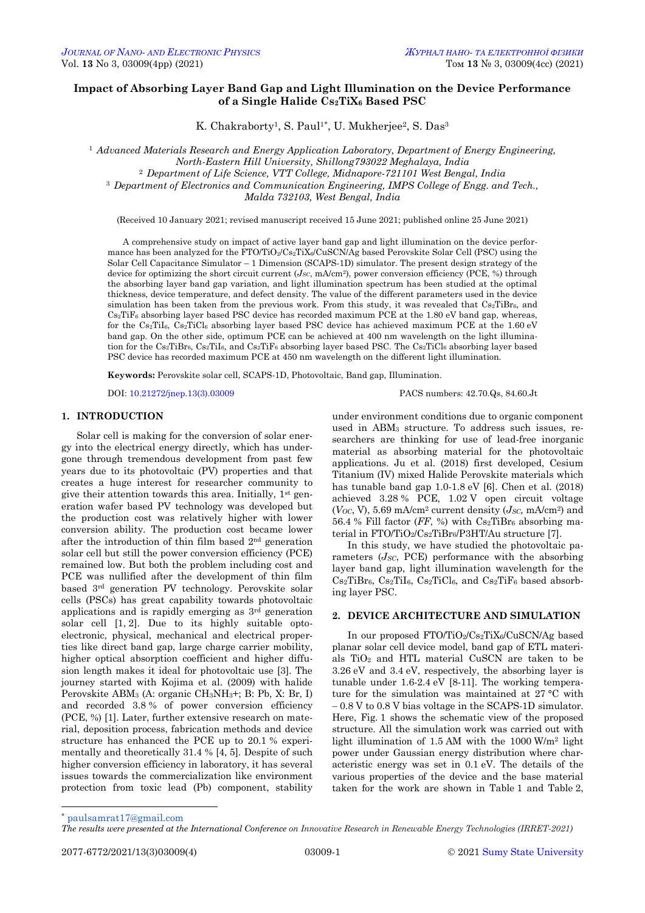# Impact of Absorbing Layer Band Gap and Light Illumination on the Device Performance of a Single Halide $Cs_2TiX_6$ Based PSC

K. Chakraborty[1], S. Paul[1*], U. Mukherjee[2], S. Das[3]

[1] *Advanced Materials Research and Energy Application Laboratory, Department of Energy Engineering, North-Eastern Hill University, Shillong793022 Meghalaya, India*
[2] *Department of Life Science, VTT College, Midnapore-721101 West Bengal, India*
[3] *Department of Electronics and Communication Engineering, IMPS College of Engg. and Tech., Malda 732103, West Bengal, India*

(Received 10 January 2021; revised manuscript received 15 June 2021; published online 25 June 2021)

A comprehensive study on impact of active layer band gap and light illumination on the device performance has been analyzed for the $FTO/TiO_2/Cs_2TiX_6/CuSCN/Ag$ based Perovskite Solar Cell (PSC) using the Solar Cell Capacitance Simulator – 1 Dimension (SCAPS-1D) simulator. The present design strategy of the device for optimizing the short circuit current ($J_{SC}$, mA/cm²), power conversion efficiency (PCE, %) through the absorbing layer band gap variation, and light illumination spectrum has been studied at the optimal thickness, device temperature, and defect density. The value of the different parameters used in the device simulation has been taken from the previous work. From this study, it was revealed that $Cs_2TiBr_6$, and $Cs_2TiF_6$ absorbing layer based PSC device has recorded maximum PCE at the 1.80 eV band gap, whereas, for the $Cs_2TiI_6$, $Cs_2TiCl_6$ absorbing layer based PSC device has achieved maximum PCE at the 1.60 eV band gap. On the other side, optimum PCE can be achieved at 400 nm wavelength on the light illumination for the $Cs_2TiBr_6$, $Cs_2TiI_6$, and $Cs_2TiF_6$ absorbing layer based PSC. The $Cs_2TiCl_6$ absorbing layer based PSC device has recorded maximum PCE at 450 nm wavelength on the different light illumination.

**Keywords:** Perovskite solar cell, SCAPS-1D, Photovoltaic, Band gap, Illumination.

DOI: 10.21272/jnep.13(3).03009 PACS numbers: 42.70.Qs, 84.60.Jt

## 1. INTRODUCTION

Solar cell is making for the conversion of solar energy into the electrical energy directly, which has undergone through tremendous development from past few years due to its photovoltaic (PV) properties and that creates a huge interest for researcher community to give their attention towards this area. Initially, 1st generation wafer based PV technology was developed but the production cost was relatively higher with lower conversion ability. The production cost became lower after the introduction of thin film based 2nd generation solar cell but still the power conversion efficiency (PCE) remained low. But both the problem including cost and PCE was nullified after the development of thin film based 3rd generation PV technology. Perovskite solar cells (PSCs) has great capability towards photovoltaic applications and is rapidly emerging as 3rd generation solar cell [1, 2]. Due to its highly suitable optoelectronic, physical, mechanical and electrical properties like direct band gap, large charge carrier mobility, higher optical absorption coefficient and higher diffusion length makes it ideal for photovoltaic use [3]. The journey started with Kojima et al. (2009) with halide Perovskite $ABM_3$ (A: organic $CH_3NH_3^+$; B: Pb, X: Br, I) and recorded 3.8 % of power conversion efficiency (PCE, %) [1]. Later, further extensive research on material, deposition process, fabrication methods and device structure has enhanced the PCE up to 20.1 % experimentally and theoretically 31.4 % [4, 5]. Despite of such higher conversion efficiency in laboratory, it has several issues towards the commercialization like environment protection from toxic lead (Pb) component, stability under environment conditions due to organic component used in $ABM_3$ structure. To address such issues, researchers are thinking for use of lead-free inorganic material as absorbing material for the photovoltaic applications. Ju et al. (2018) first developed, Cesium Titanium (IV) mixed Halide Perovskite materials which has tunable band gap 1.0-1.8 eV [6]. Chen et al. (2018) achieved 3.28 % PCE, 1.02 V open circuit voltage ($V_{OC}$, V), 5.69 mA/cm² current density ($J_{SC}$, mA/cm²) and 56.4 % Fill factor (*FF*, %) with $Cs_2TiBr_6$ absorbing material in $FTO/TiO_2/Cs_2TiBr_6/P3HT/Au$ structure [7].

In this study, we have studied the photovoltaic parameters ($J_{SC}$, PCE) performance with the absorbing layer band gap, light illumination wavelength for the $Cs_2TiBr_6$, $Cs_2TiI_6$, $Cs_2TiCl_6$, and $Cs_2TiF_6$ based absorbing layer PSC.

## 2. DEVICE ARCHITECTURE AND SIMULATION

In our proposed $FTO/TiO_2/Cs_2TiX_6/CuSCN/Ag$ based planar solar cell device model, band gap of ETL materials $TiO_2$ and HTL material CuSCN are taken to be 3.26 eV and 3.4 eV, respectively, the absorbing layer is tunable under 1.6-2.4 eV [8-11]. The working temperature for the simulation was maintained at 27 °C with – 0.8 V to 0.8 V bias voltage in the SCAPS-1D simulator. Here, Fig. 1 shows the schematic view of the proposed structure. All the simulation work was carried out with light illumination of 1.5 AM with the 1000 W/m² light power under Gaussian energy distribution where characteristic energy was set in 0.1 eV. The details of the various properties of the device and the base material taken for the work are shown in Table 1 and Table 2,

* paulsamrat17@gmail.com

*The results were presented at the International Conference on Innovative Research in Renewable Energy Technologies (IRRET-2021)*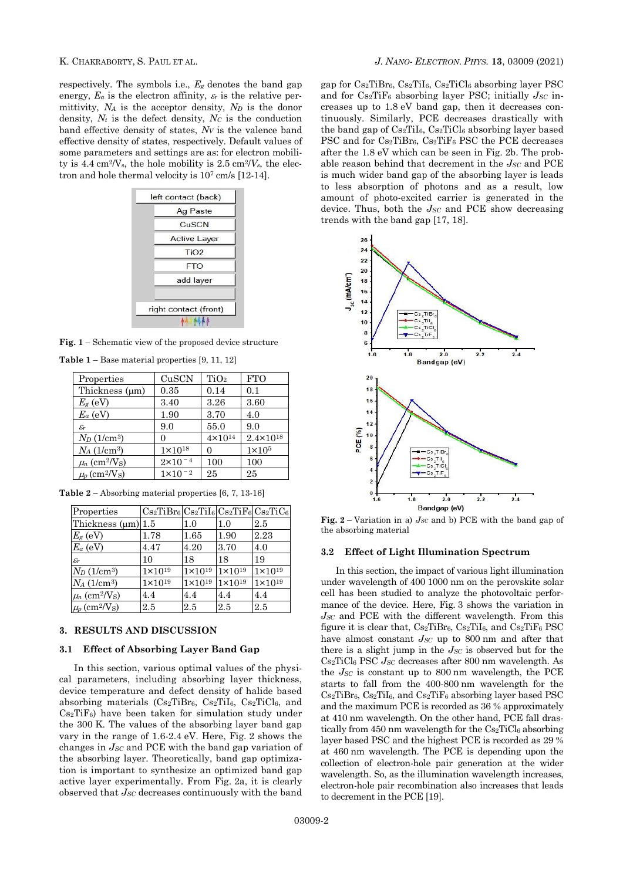respectively. The symbols i.e., $E_g$ denotes the band gap energy, $E_a$ is the electron affinity, $\varepsilon_r$ is the relative permittivity, $N_A$ is the acceptor density, $N_D$ is the donor density, $N_t$ is the defect density, $N_C$ is the conduction band effective density of states, $N_V$ is the valence band effective density of states, respectively. Default values of some parameters and settings are as: for electron mobility is 4.4 cm²/Vs, the hole mobility is 2.5 cm²/Vs, the electron and hole thermal velocity is $10^7$ cm/s [12-14].

**Fig. 1** – Schematic view of the proposed device structure

**Table 1** – Base material properties [9, 11, 12]

| Properties | CuSCN | $TiO_2$ | FTO |
|---|---|---|---|
| Thickness (μm) | 0.35 | 0.14 | 0.1 |
| $E_g$ (eV) | 3.40 | 3.26 | 3.60 |
| $E_a$ (eV) | 1.90 | 3.70 | 4.0 |
| $\varepsilon_r$ | 9.0 | 55.0 | 9.0 |
| $N_D$ (1/cm³) | 0 | $4\times10^{14}$ | $2.4\times10^{18}$ |
| $N_A$ (1/cm³) | $1\times10^{18}$ | 0 | $1\times10^{5}$ |
| $\mu_n$ (cm²/Vs) | $2\times10^{-4}$ | 100 | 100 |
| $\mu_p$ (cm²/Vs) | $1\times10^{-2}$ | 25 | 25 |

**Table 2** – Absorbing material properties [6, 7, 13-16]

| Properties | $Cs_2TiBr_6$ | $Cs_2TiI_6$ | $Cs_2TiF_6$ | $Cs_2TiC_6$ |
|---|---|---|---|---|
| Thickness (μm) | 1.5 | 1.0 | 1.0 | 2.5 |
| $E_g$ (eV) | 1.78 | 1.65 | 1.90 | 2.23 |
| $E_a$ (eV) | 4.47 | 4.20 | 3.70 | 4.0 |
| $\varepsilon_r$ | 10 | 18 | 18 | 19 |
| $N_D$ (1/cm³) | $1\times10^{19}$ | $1\times10^{19}$ | $1\times10^{19}$ | $1\times10^{19}$ |
| $N_A$ (1/cm³) | $1\times10^{19}$ | $1\times10^{19}$ | $1\times10^{19}$ | $1\times10^{19}$ |
| $\mu_n$ (cm²/Vs) | 4.4 | 4.4 | 4.4 | 4.4 |
| $\mu_p$ (cm²/Vs) | 2.5 | 2.5 | 2.5 | 2.5 |

## 3. RESULTS AND DISCUSSION

### 3.1 Effect of Absorbing Layer Band Gap

In this section, various optimal values of the physical parameters, including absorbing layer thickness, device temperature and defect density of halide based absorbing materials ($Cs_2TiBr_6$, $Cs_2TiI_6$, $Cs_2TiCl_6$, and $Cs_2TiF_6$) have been taken for simulation study under the 300 K. The values of the absorbing layer band gap vary in the range of 1.6-2.4 eV. Here, Fig. 2 shows the changes in $J_{SC}$ and PCE with the band gap variation of the absorbing layer. Theoretically, band gap optimization is important to synthesize an optimized band gap active layer experimentally. From Fig. 2a, it is clearly observed that $J_{SC}$ decreases continuously with the band gap for $Cs_2TiBr_6$, $Cs_2TiI_6$, $Cs_2TiCl_6$ absorbing layer PSC and for $Cs_2TiF_6$ absorbing layer PSC; initially $J_{SC}$ increases up to 1.8 eV band gap, then it decreases continuously. Similarly, PCE decreases drastically with the band gap of $Cs_2TiI_6$, $Cs_2TiCl_6$ absorbing layer based PSC and for $Cs_2TiBr_6$, $Cs_2TiF_6$ PSC the PCE decreases after the 1.8 eV which can be seen in Fig. 2b. The probable reason behind that decrement in the $J_{SC}$ and PCE is much wider band gap of the absorbing layer is leads to less absorption of photons and as a result, low amount of photo-excited carrier is generated in the device. Thus, both the $J_{SC}$ and PCE show decreasing trends with the band gap [17, 18].

**Fig. 2** – Variation in a) $J_{SC}$ and b) PCE with the band gap of the absorbing material

### 3.2 Effect of Light Illumination Spectrum

In this section, the impact of various light illumination under wavelength of 400 1000 nm on the perovskite solar cell has been studied to analyze the photovoltaic performance of the device. Here, Fig. 3 shows the variation in $J_{SC}$ and PCE with the different wavelength. From this figure it is clear that, $Cs_2TiBr_6$, $Cs_2TiI_6$, and $Cs_2TiF_6$ PSC have almost constant $J_{SC}$ up to 800 nm and after that there is a slight jump in the $J_{SC}$ is observed but for the $Cs_2TiCl_6$ PSC $J_{SC}$ decreases after 800 nm wavelength. As the $J_{SC}$ is constant up to 800 nm wavelength, the PCE starts to fall from the 400-800 nm wavelength for the $Cs_2TiBr_6$, $Cs_2TiI_6$, and $Cs_2TiF_6$ absorbing layer based PSC and the maximum PCE is recorded as 36 % approximately at 410 nm wavelength. On the other hand, PCE fall drastically from 450 nm wavelength for the $Cs_2TiCl_6$ absorbing layer based PSC and the highest PCE is recorded as 29 % at 460 nm wavelength. The PCE is depending upon the collection of electron-hole pair generation at the wider wavelength. So, as the illumination wavelength increases, electron-hole pair recombination also increases that leads to decrement in the PCE [19].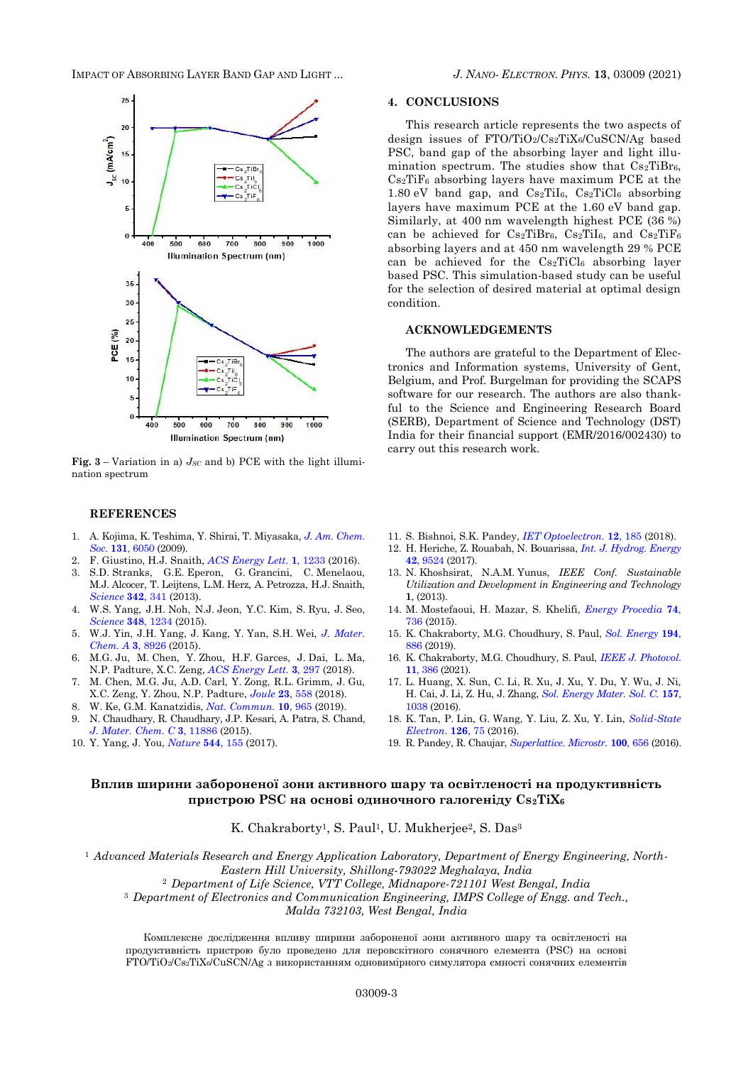Fig. 3 – Variation in a) $J_{SC}$ and b) PCE with the light illumination spectrum

## 4. CONCLUSIONS

This research article represents the two aspects of design issues of $FTO/TiO_2/Cs_2TiX_6/CuSCN/Ag$ based PSC, band gap of the absorbing layer and light illumination spectrum. The studies show that $Cs_2TiBr_6$, $Cs_2TiF_6$ absorbing layers have maximum PCE at the 1.80 eV band gap, and $Cs_2TiI_6$, $Cs_2TiCl_6$ absorbing layers have maximum PCE at the 1.60 eV band gap. Similarly, at 400 nm wavelength highest PCE (36 %) can be achieved for $Cs_2TiBr_6$, $Cs_2TiI_6$, and $Cs_2TiF_6$ absorbing layers and at 450 nm wavelength 29 % PCE can be achieved for the $Cs_2TiCl_6$ absorbing layer based PSC. This simulation-based study can be useful for the selection of desired material at optimal design condition.

### ACKNOWLEDGEMENTS

The authors are grateful to the Department of Electronics and Information systems, University of Gent, Belgium, and Prof. Burgelman for providing the SCAPS software for our research. The authors are also thankful to the Science and Engineering Research Board (SERB), Department of Science and Technology (DST) India for their financial support (EMR/2016/002430) to carry out this research work.

## REFERENCES

1. A. Kojima, K. Teshima, Y. Shirai, T. Miyasaka, *J. Am. Chem. Soc.* **131**, 6050 (2009).
2. F. Giustino, H.J. Snaith, *ACS Energy Lett.* **1**, 1233 (2016).
3. S.D. Stranks, G.E. Eperon, G. Grancini, C. Menelaou, M.J. Alcocer, T. Leijtens, L.M. Herz, A. Petrozza, H.J. Snaith, *Science* **342**, 341 (2013).
4. W.S. Yang, J.H. Noh, N.J. Jeon, Y.C. Kim, S. Ryu, J. Seo, *Science* **348**, 1234 (2015).
5. W.J. Yin, J.H. Yang, J. Kang, Y. Yan, S.H. Wei, *J. Mater. Chem. A* **3**, 8926 (2015).
6. M.G. Ju, M. Chen, Y. Zhou, H.F. Garces, J. Dai, L. Ma, N.P. Padture, X.C. Zeng, *ACS Energy Lett.* **3**, 297 (2018).
7. M. Chen, M.G. Ju, A.D. Carl, Y. Zong, R.L. Grimm, J. Gu, X.C. Zeng, Y. Zhou, N.P. Padture, *Joule* **23**, 558 (2018).
8. W. Ke, G.M. Kanatzidis, *Nat. Commun.* **10**, 965 (2019).
9. N. Chaudhary, R. Chaudhary, J.P. Kesari, A. Patra, S. Chand, *J. Mater. Chem. C* **3**, 11886 (2015).
10. Y. Yang, J. You, *Nature* **544**, 155 (2017).
11. S. Bishnoi, S.K. Pandey, *IET Optoelectron.* **12**, 185 (2018).
12. H. Heriche, Z. Rouabah, N. Bouarissa, *Int. J. Hydrog. Energy* **42**, 9524 (2017).
13. N. Khoshsirat, N.A.M. Yunus, *IEEE Conf. Sustainable Utilization and Development in Engineering and Technology* **1**, (2013).
14. M. Mostefaoui, H. Mazar, S. Khelifi, *Energy Procedia* **74**, 736 (2015).
15. K. Chakraborty, M.G. Choudhury, S. Paul, *Sol. Energy* **194**, 886 (2019).
16. K. Chakraborty, M.G. Choudhury, S. Paul, *IEEE J. Photovol.* **11**, 386 (2021).
17. L. Huang, X. Sun, C. Li, R. Xu, J. Xu, Y. Du, Y. Wu, J. Ni, H. Cai, J. Li, Z. Hu, J. Zhang, *Sol. Energy Mater. Sol. C.* **157**, 1038 (2016).
18. K. Tan, P. Lin, G. Wang, Y. Liu, Z. Xu, Y. Lin, *Solid-State Electron.* **126**, 75 (2016).
19. R. Pandey, R. Chaujar, *Superlattice. Microstr.* **100**, 656 (2016).

## Вплив ширини забороненої зони активного шару та освітленості на продуктивність пристрою PSC на основі одиночного галогеніду $Cs_2TiX_6$

K. Chakraborty[1], S. Paul[1], U. Mukherjee[2], S. Das[3]

[1] *Advanced Materials Research and Energy Application Laboratory, Department of Energy Engineering, North-Eastern Hill University, Shillong-793022 Meghalaya, India*
[2] *Department of Life Science, VTT College, Midnapore-721101 West Bengal, India*
[3] *Department of Electronics and Communication Engineering, IMPS College of Engg. and Tech., Malda 732103, West Bengal, India*

Комплексне дослідження впливу ширини забороненої зони активного шару та освітленості на продуктивність пристрою було проведено для перовскітного сонячного елемента (PSC) на основі $FTO/TiO_2/Cs_2TiX_6/CuSCN/Ag$ з використанням одновимірного симулятора ємності сонячних елементів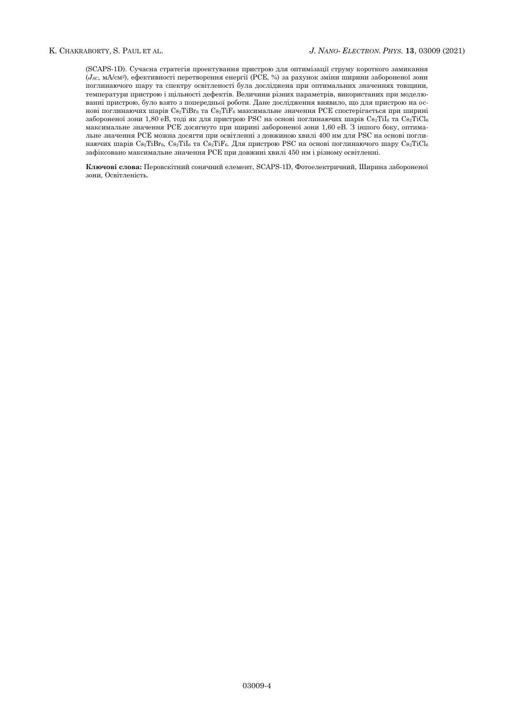(SCAPS-1D). Сучасна стратегія проектування пристрою для оптимізації струму короткого замикання ($J_{SC}$, мА/см$^2$), ефективності перетворення енергії (PCE, %) за рахунок зміни ширини забороненої зони поглинаючого шару та спектру освітленості була досліджена при оптимальних значеннях товщини, температури пристрою і щільності дефектів. Величини різних параметрів, використаних при моделюванні пристрою, було взято з попередньої роботи. Дане дослідження виявило, що для пристрою на основі поглинаючих шарів $Cs_2TiBr_6$ та $Cs_2TiF_6$ максимальне значення PCE спостерігається при ширині забороненої зони 1,80 еВ, тоді як для пристрою PSC на основі поглинаючих шарів $Cs_2TiI_6$ та $Cs_2TiCl_6$ максимальне значення PCE досягнуто при ширині забороненої зони 1,60 еВ. З іншого боку, оптимальне значення PCE можна досягти при освітленні з довжиною хвилі 400 нм для PSC на основі поглинаючих шарів $Cs_2TiBr_6$, $Cs_2TiI_6$ та $Cs_2TiF_6$. Для пристрою PSC на основі поглинаючого шару $Cs_2TiCl_6$ зафіксовано максимальне значення PCE при довжині хвилі 450 нм і різному освітленні.

**Ключові слова:** Перовскітний сонячний елемент, SCAPS-1D, Фотоелектричний, Ширина забороненої зони, Освітленість.